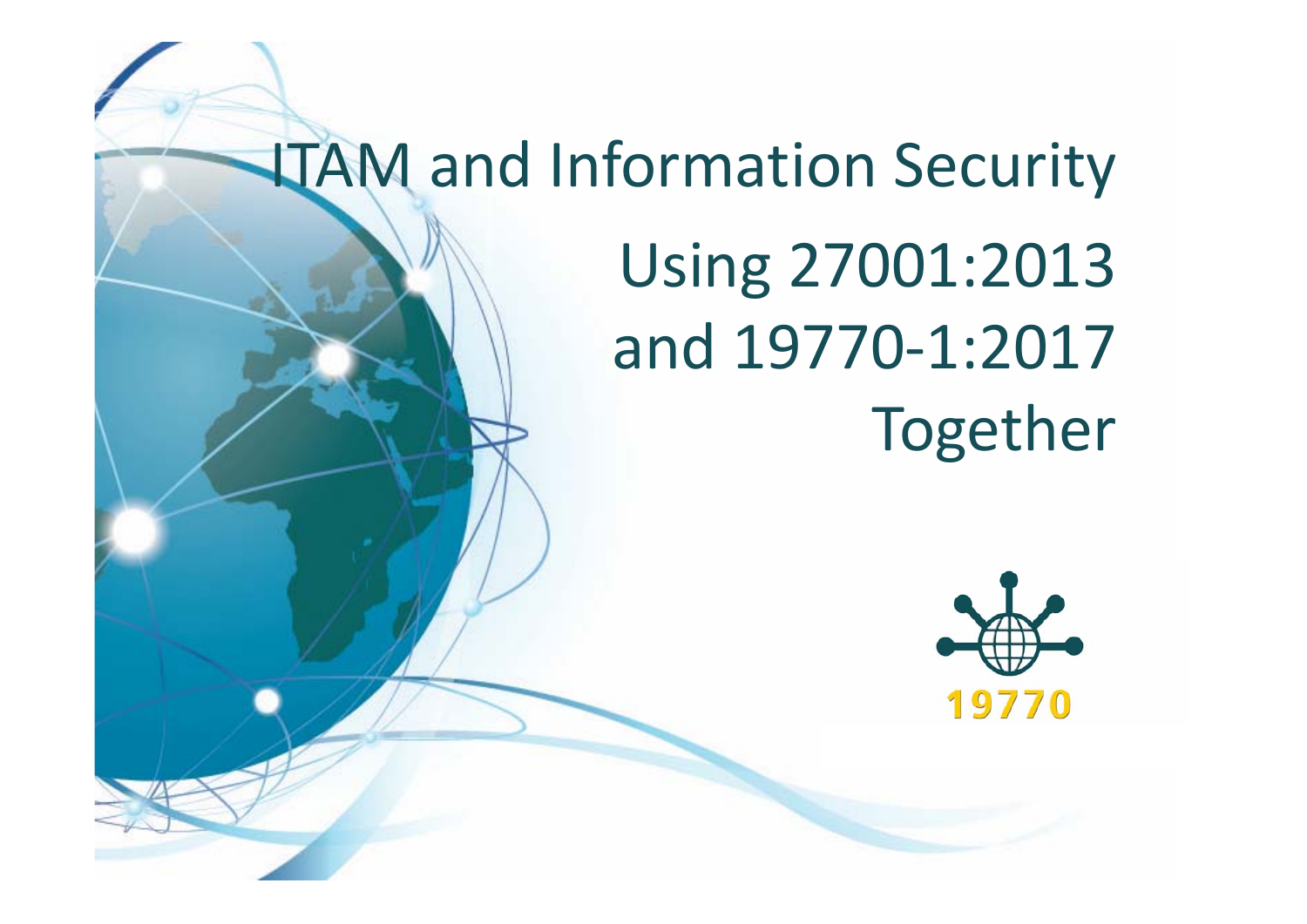# ITAM and Information Security

## Using 27001:2013 and 19770-1:2017 Together

19770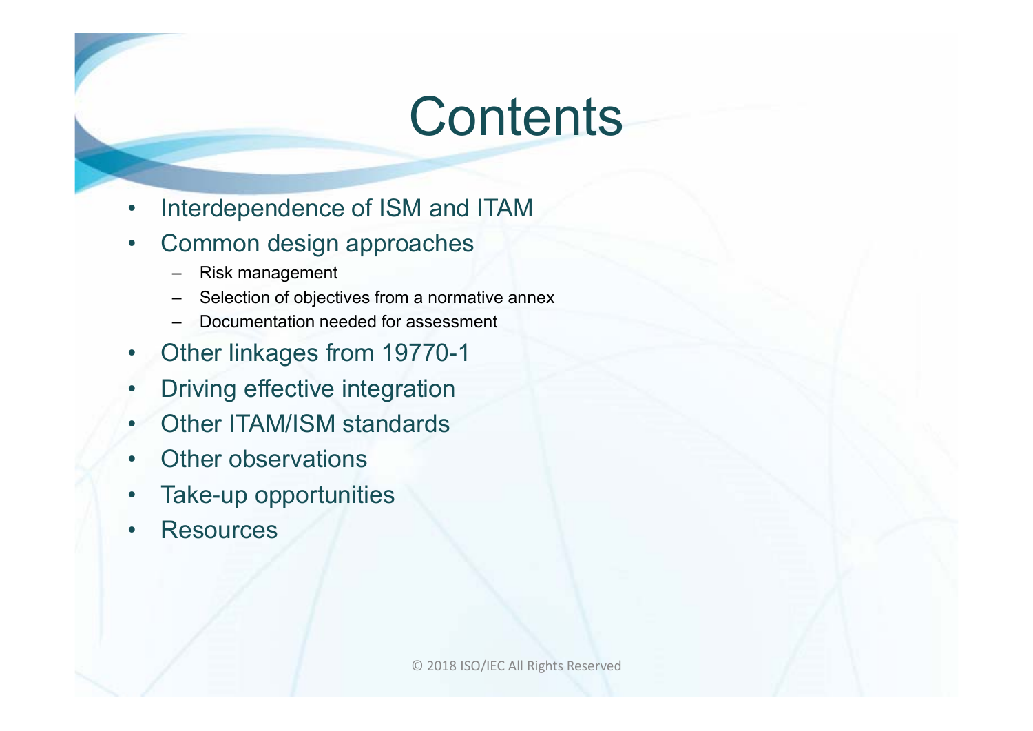# Contents

- Interdependence of ISM and ITAM
- Common design approaches
  - Risk management
  - Selection of objectives from a normative annex
  - Documentation needed for assessment
- Other linkages from 19770-1
- Driving effective integration
- Other ITAM/ISM standards
- Other observations
- Take-up opportunities
- Resources

© 2018 ISO/IEC All Rights Reserved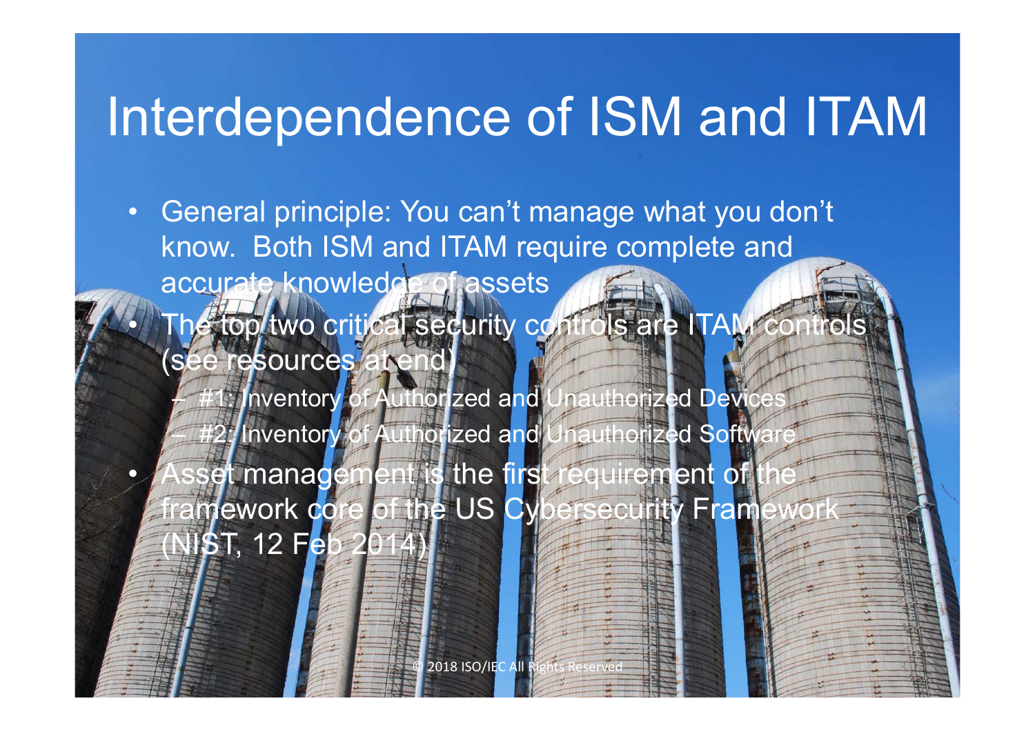# Interdependence of ISM and ITAM

- General principle: You can't manage what you don't know. Both ISM and ITAM require complete and accurate knowledge of assets
- The top two critical security controls are ITAM controls (see resources at end)
  - #1: Inventory of Authorized and Unauthorized Devices
  - #2: Inventory of Authorized and Unauthorized Software
- Asset management is the first requirement of the framework core of the US Cybersecurity Framework (NIST, 12 Feb 2014)

© 2018 ISO/IEC All Rights Reserved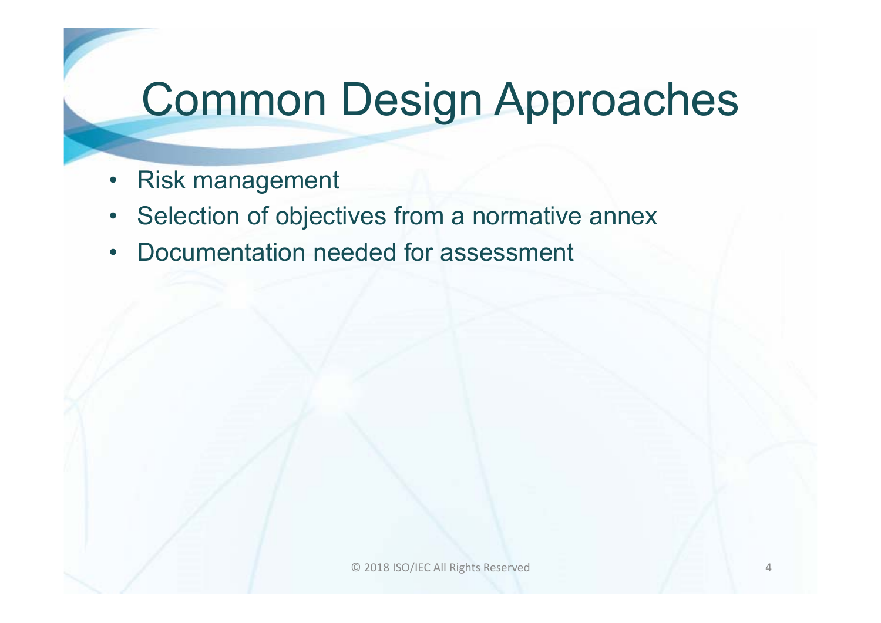# Common Design Approaches

- Risk management
- Selection of objectives from a normative annex
- Documentation needed for assessment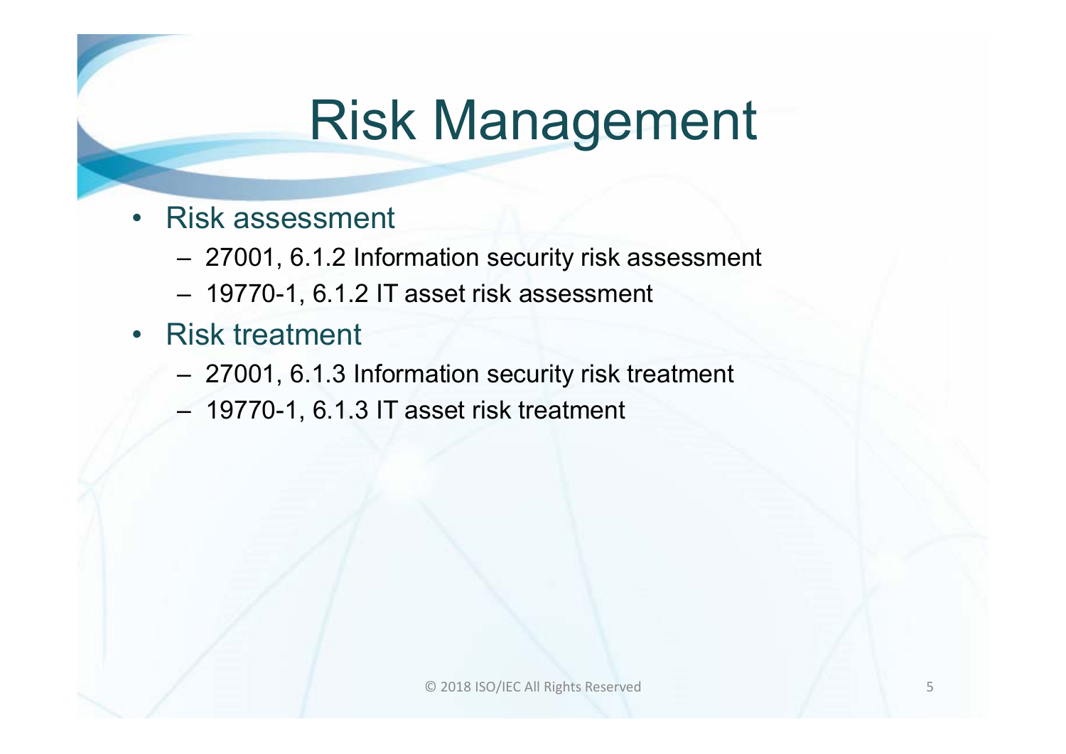# Risk Management

- Risk assessment
  - 27001, 6.1.2 Information security risk assessment
  - 19770-1, 6.1.2 IT asset risk assessment
- Risk treatment
  - 27001, 6.1.3 Information security risk treatment
  - 19770-1, 6.1.3 IT asset risk treatment

© 2018 ISO/IEC All Rights Reserved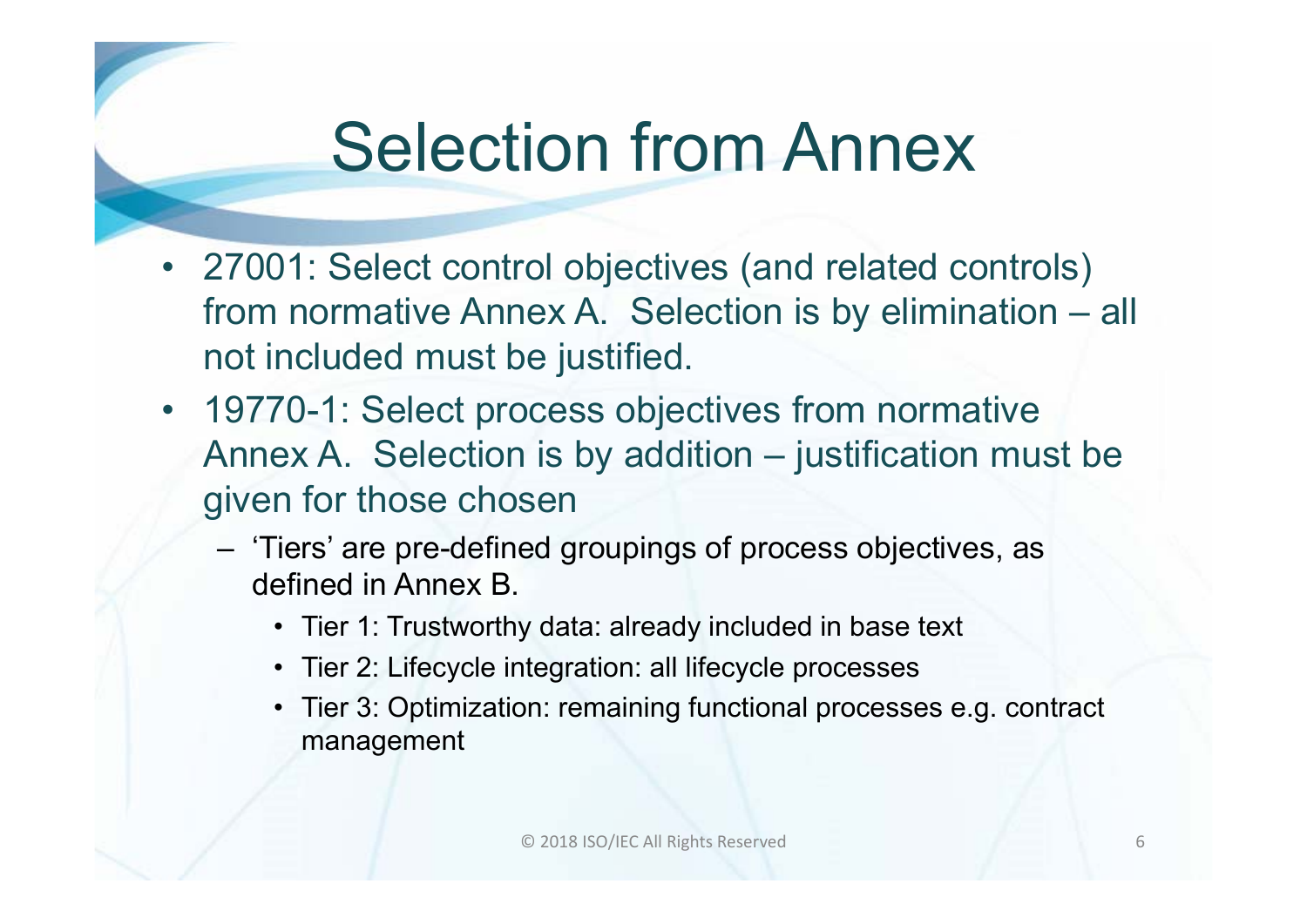# Selection from Annex

- 27001: Select control objectives (and related controls) from normative Annex A. Selection is by elimination – all not included must be justified.
- 19770-1: Select process objectives from normative Annex A. Selection is by addition – justification must be given for those chosen
  - 'Tiers' are pre-defined groupings of process objectives, as defined in Annex B.
    - Tier 1: Trustworthy data: already included in base text
    - Tier 2: Lifecycle integration: all lifecycle processes
    - Tier 3: Optimization: remaining functional processes e.g. contract management

© 2018 ISO/IEC All Rights Reserved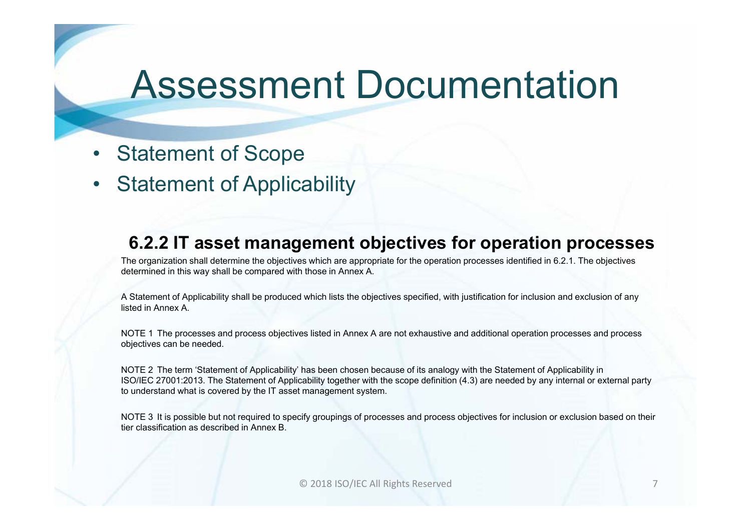# Assessment Documentation

- Statement of Scope
- Statement of Applicability

### 6.2.2 IT asset management objectives for operation processes

The organization shall determine the objectives which are appropriate for the operation processes identified in 6.2.1. The objectives determined in this way shall be compared with those in Annex A.

A Statement of Applicability shall be produced which lists the objectives specified, with justification for inclusion and exclusion of any listed in Annex A.

NOTE 1 The processes and process objectives listed in Annex A are not exhaustive and additional operation processes and process objectives can be needed.

NOTE 2 The term 'Statement of Applicability' has been chosen because of its analogy with the Statement of Applicability in ISO/IEC 27001:2013. The Statement of Applicability together with the scope definition (4.3) are needed by any internal or external party to understand what is covered by the IT asset management system.

NOTE 3 It is possible but not required to specify groupings of processes and process objectives for inclusion or exclusion based on their tier classification as described in Annex B.

© 2018 ISO/IEC All Rights Reserved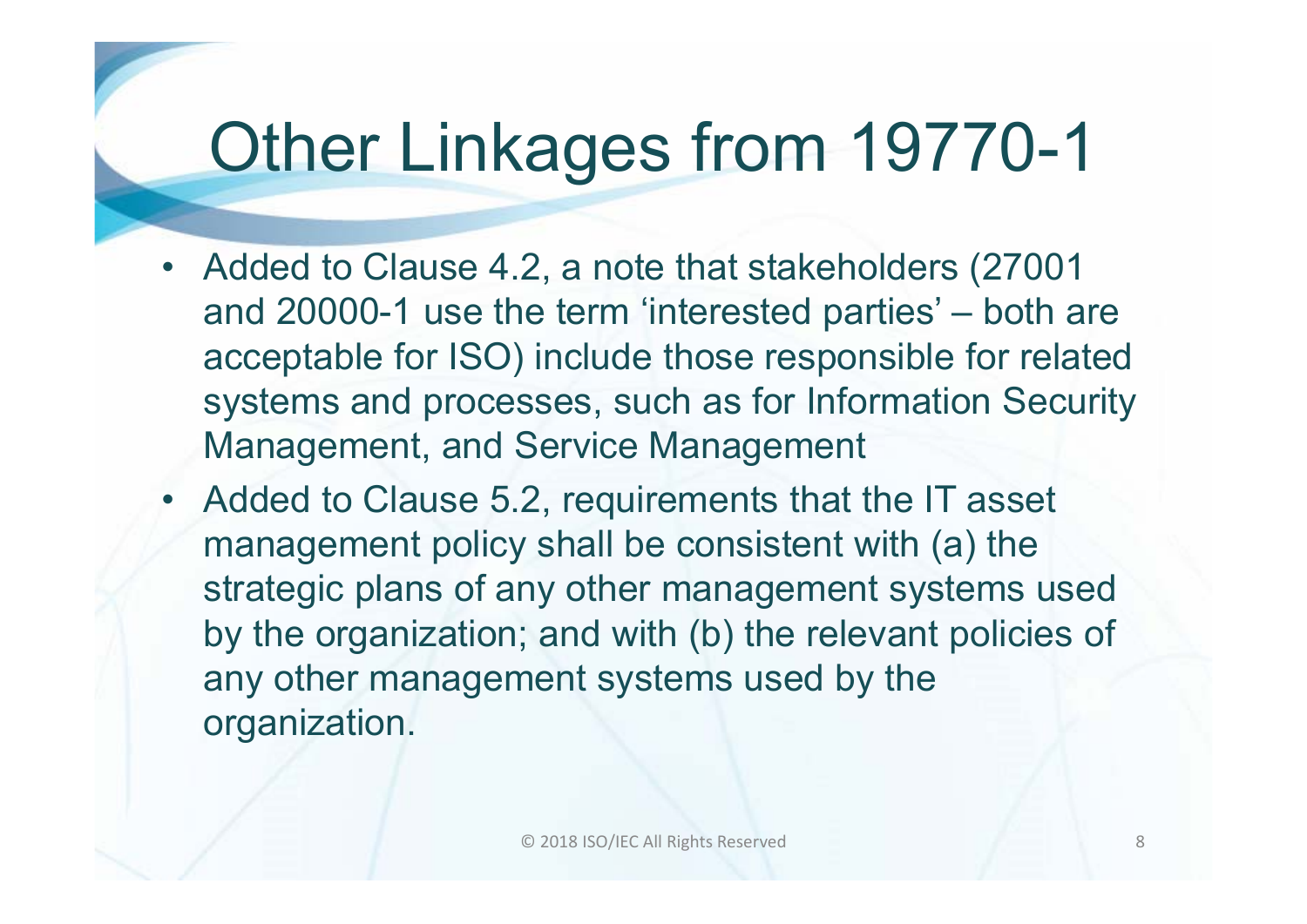# Other Linkages from 19770-1

- Added to Clause 4.2, a note that stakeholders (27001 and 20000-1 use the term 'interested parties' – both are acceptable for ISO) include those responsible for related systems and processes, such as for Information Security Management, and Service Management
- Added to Clause 5.2, requirements that the IT asset management policy shall be consistent with (a) the strategic plans of any other management systems used by the organization; and with (b) the relevant policies of any other management systems used by the organization.

© 2018 ISO/IEC All Rights Reserved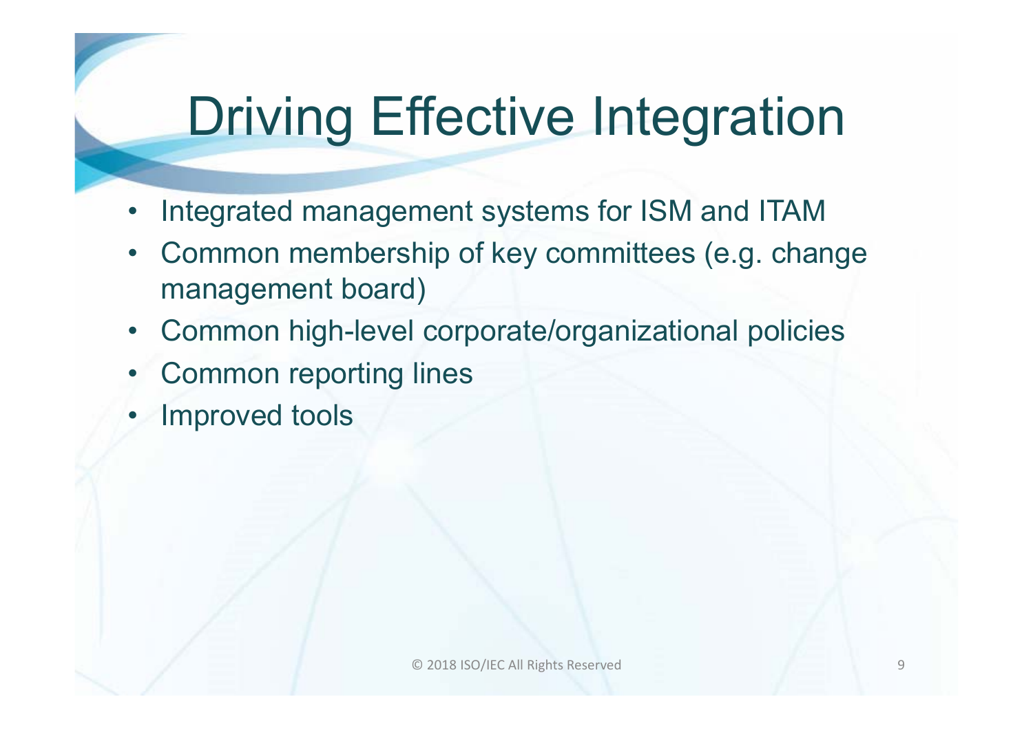# Driving Effective Integration

- Integrated management systems for ISM and ITAM
- Common membership of key committees (e.g. change management board)
- Common high-level corporate/organizational policies
- Common reporting lines
- Improved tools

© 2018 ISO/IEC All Rights Reserved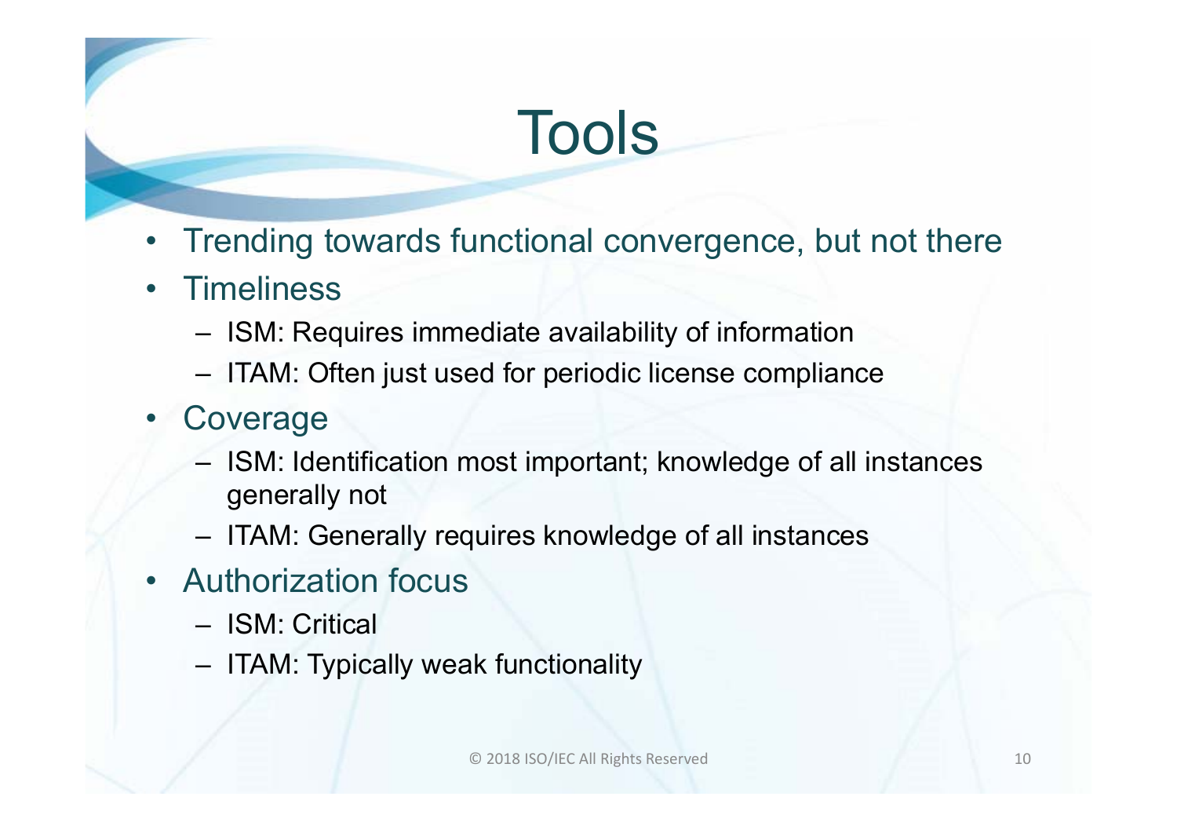# Tools

- Trending towards functional convergence, but not there
- Timeliness
  - ISM: Requires immediate availability of information
  - ITAM: Often just used for periodic license compliance
- Coverage
  - ISM: Identification most important; knowledge of all instances generally not
  - ITAM: Generally requires knowledge of all instances
- Authorization focus
  - ISM: Critical
  - ITAM: Typically weak functionality

© 2018 ISO/IEC All Rights Reserved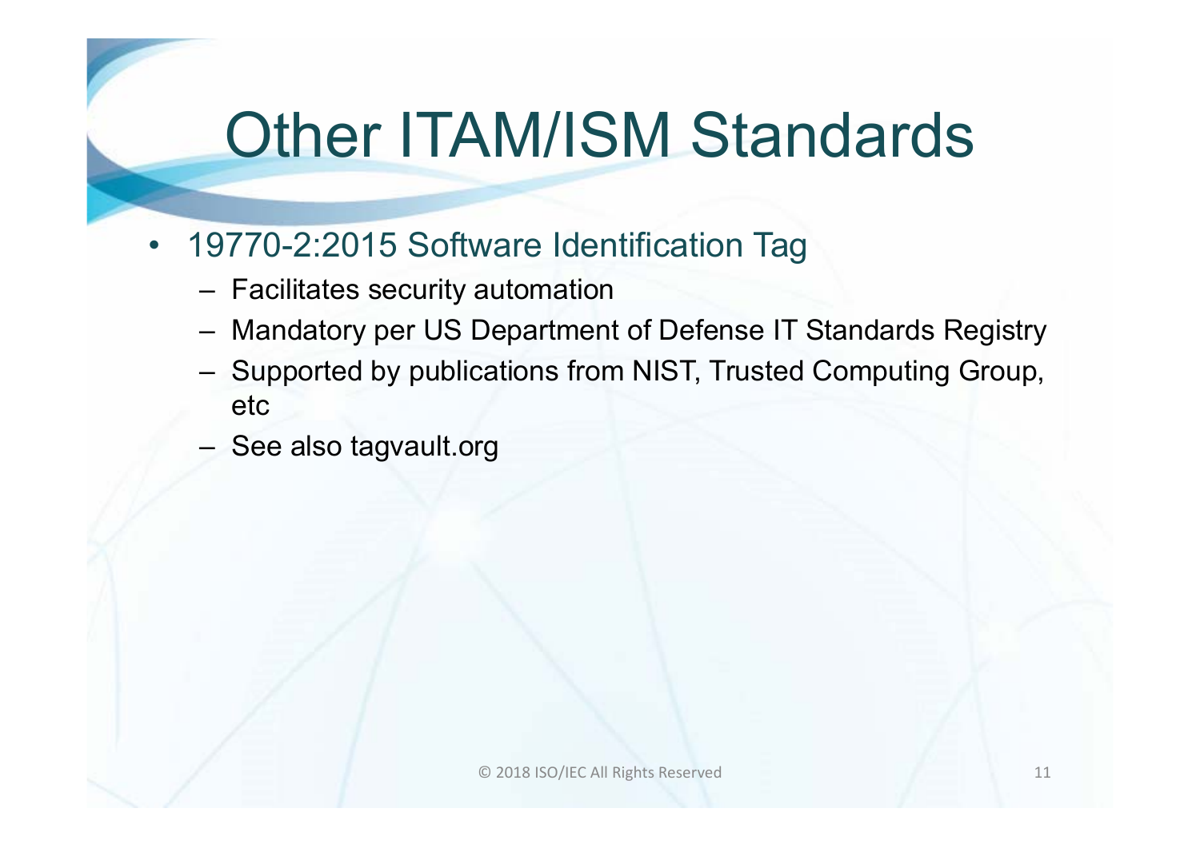# Other ITAM/ISM Standards

- 19770-2:2015 Software Identification Tag
  - Facilitates security automation
  - Mandatory per US Department of Defense IT Standards Registry
  - Supported by publications from NIST, Trusted Computing Group, etc
  - See also tagvault.org

© 2018 ISO/IEC All Rights Reserved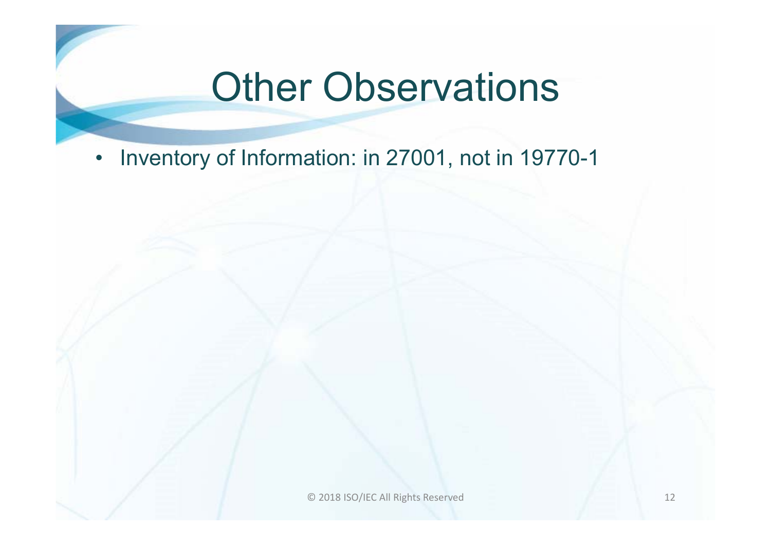# Other Observations

- Inventory of Information: in 27001, not in 19770-1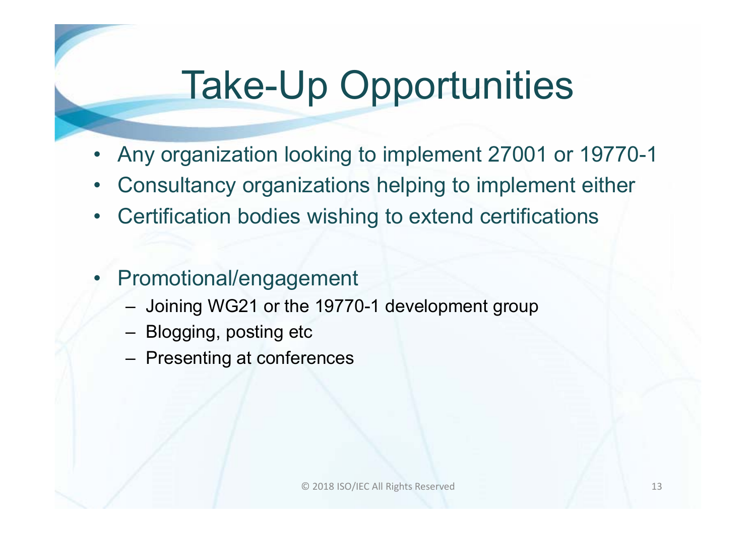# Take-Up Opportunities

- Any organization looking to implement 27001 or 19770-1
- Consultancy organizations helping to implement either
- Certification bodies wishing to extend certifications

- Promotional/engagement
  - Joining WG21 or the 19770-1 development group
  - Blogging, posting etc
  - Presenting at conferences

© 2018 ISO/IEC All Rights Reserved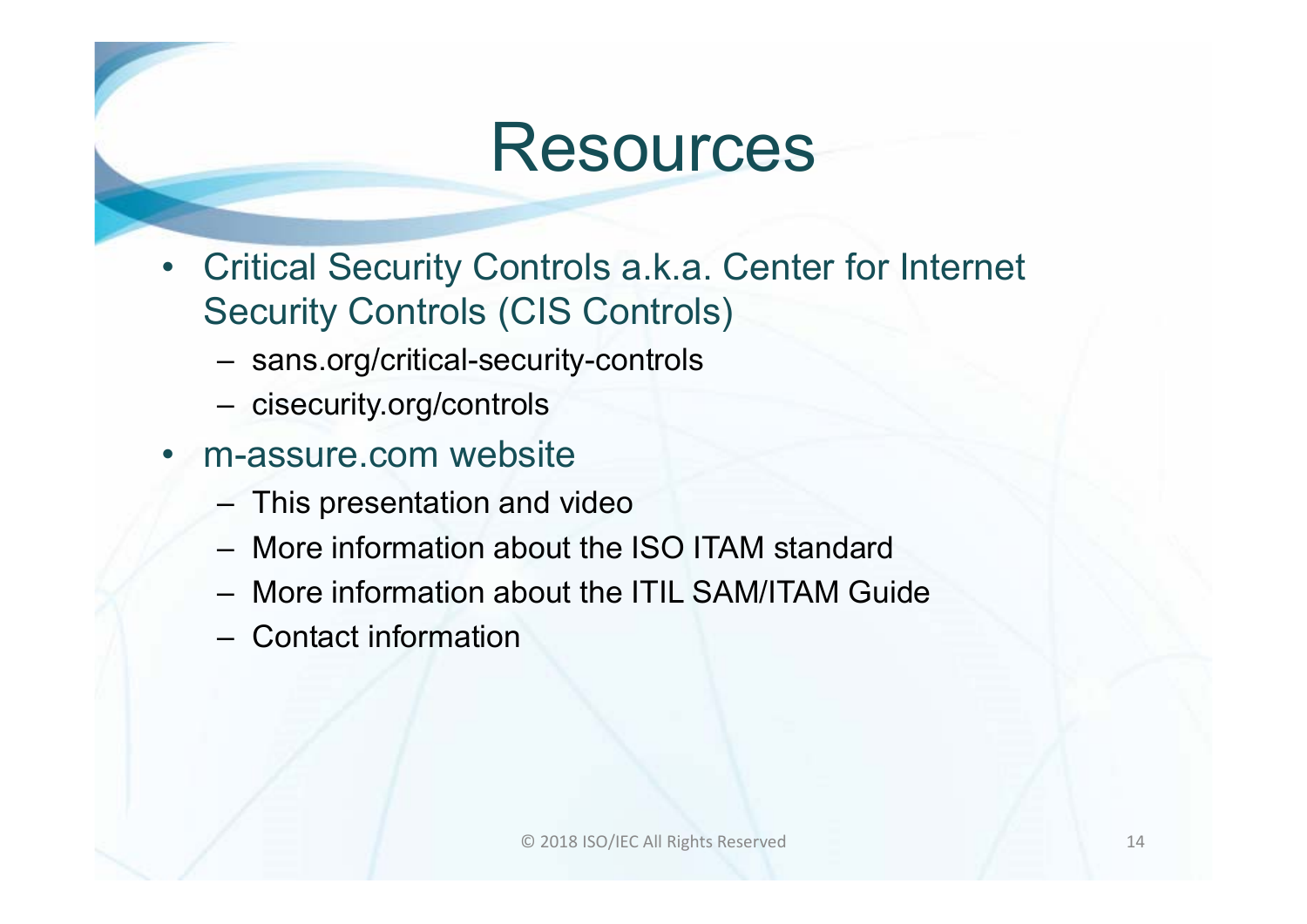# Resources

- Critical Security Controls a.k.a. Center for Internet Security Controls (CIS Controls)
  - sans.org/critical-security-controls
  - cisecurity.org/controls
- m-assure.com website
  - This presentation and video
  - More information about the ISO ITAM standard
  - More information about the ITIL SAM/ITAM Guide
  - Contact information

© 2018 ISO/IEC All Rights Reserved